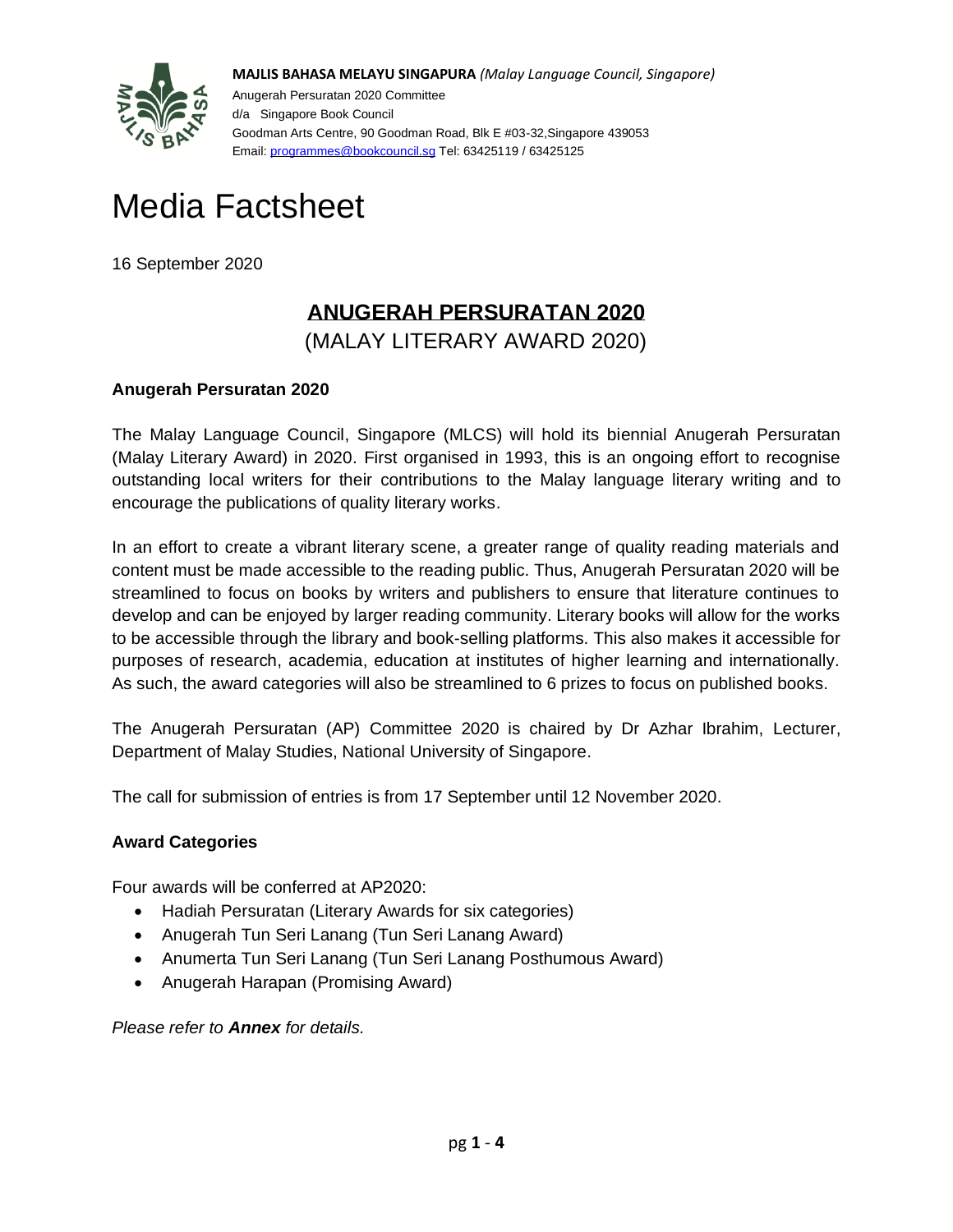**MAJLIS BAHASA MELAYU SINGAPURA** *(Malay Language Council, Singapore)*
Anugerah Persuratan 2020 Committee
d/a Singapore Book Council
Goodman Arts Centre, 90 Goodman Road, Blk E #03-32,Singapore 439053
Email: programmes@bookcouncil.sg Tel: 63425119 / 63425125

# Media Factsheet

16 September 2020

## ANUGERAH PERSURATAN 2020
(MALAY LITERARY AWARD 2020)

### Anugerah Persuratan 2020

The Malay Language Council, Singapore (MLCS) will hold its biennial Anugerah Persuratan (Malay Literary Award) in 2020. First organised in 1993, this is an ongoing effort to recognise outstanding local writers for their contributions to the Malay language literary writing and to encourage the publications of quality literary works.

In an effort to create a vibrant literary scene, a greater range of quality reading materials and content must be made accessible to the reading public. Thus, Anugerah Persuratan 2020 will be streamlined to focus on books by writers and publishers to ensure that literature continues to develop and can be enjoyed by larger reading community. Literary books will allow for the works to be accessible through the library and book-selling platforms. This also makes it accessible for purposes of research, academia, education at institutes of higher learning and internationally. As such, the award categories will also be streamlined to 6 prizes to focus on published books.

The Anugerah Persuratan (AP) Committee 2020 is chaired by Dr Azhar Ibrahim, Lecturer, Department of Malay Studies, National University of Singapore.

The call for submission of entries is from 17 September until 12 November 2020.

### Award Categories

Four awards will be conferred at AP2020:

- Hadiah Persuratan (Literary Awards for six categories)
- Anugerah Tun Seri Lanang (Tun Seri Lanang Award)
- Anumerta Tun Seri Lanang (Tun Seri Lanang Posthumous Award)
- Anugerah Harapan (Promising Award)

*Please refer to* ***Annex*** *for details.*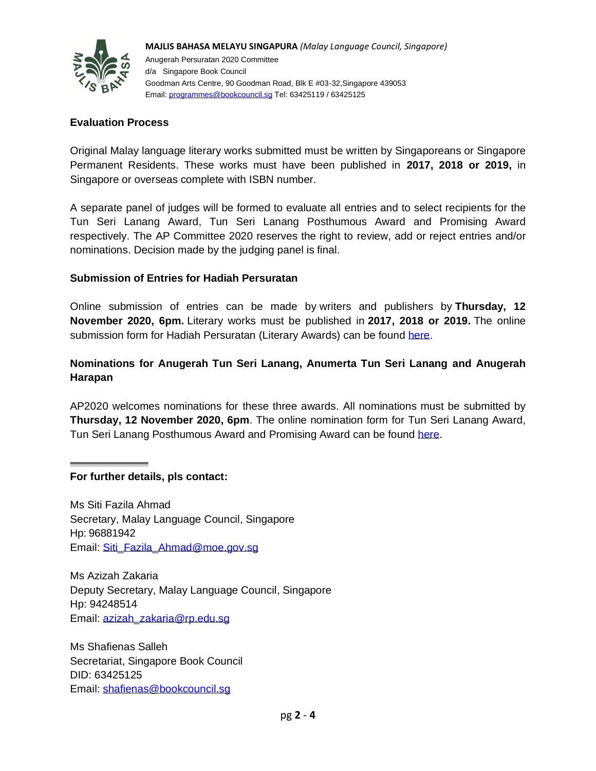## Evaluation Process

Original Malay language literary works submitted must be written by Singaporeans or Singapore Permanent Residents. These works must have been published in **2017, 2018 or 2019,** in Singapore or overseas complete with ISBN number.

A separate panel of judges will be formed to evaluate all entries and to select recipients for the Tun Seri Lanang Award, Tun Seri Lanang Posthumous Award and Promising Award respectively. The AP Committee 2020 reserves the right to review, add or reject entries and/or nominations. Decision made by the judging panel is final.

## Submission of Entries for Hadiah Persuratan

Online submission of entries can be made by writers and publishers by **Thursday, 12 November 2020, 6pm.** Literary works must be published in **2017, 2018 or 2019.** The online submission form for Hadiah Persuratan (Literary Awards) can be found here.

## Nominations for Anugerah Tun Seri Lanang, Anumerta Tun Seri Lanang and Anugerah Harapan

AP2020 welcomes nominations for these three awards. All nominations must be submitted by **Thursday, 12 November 2020, 6pm**. The online nomination form for Tun Seri Lanang Award, Tun Seri Lanang Posthumous Award and Promising Award can be found here.

---

**For further details, pls contact:**

Ms Siti Fazila Ahmad
Secretary, Malay Language Council, Singapore
Hp: 96881942
Email: Siti_Fazila_Ahmad@moe.gov.sg

Ms Azizah Zakaria
Deputy Secretary, Malay Language Council, Singapore
Hp: 94248514
Email: azizah_zakaria@rp.edu.sg

Ms Shafienas Salleh
Secretariat, Singapore Book Council
DID: 63425125
Email: shafienas@bookcouncil.sg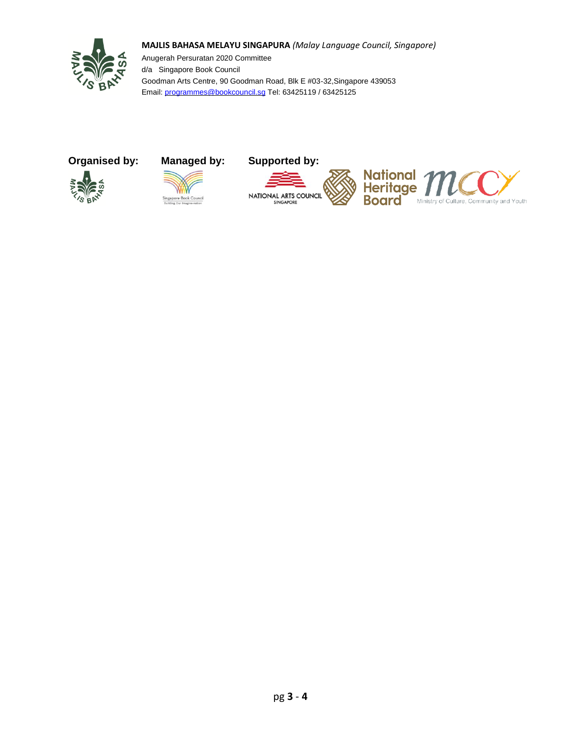**MAJLIS BAHASA MELAYU SINGAPURA** *(Malay Language Council, Singapore)*

Anugerah Persuratan 2020 Committee

d/a Singapore Book Council

Goodman Arts Centre, 90 Goodman Road, Blk E #03-32,Singapore 439053

Email: programmes@bookcouncil.sg Tel: 63425119 / 63425125

**Organised by:** **Managed by:** **Supported by:**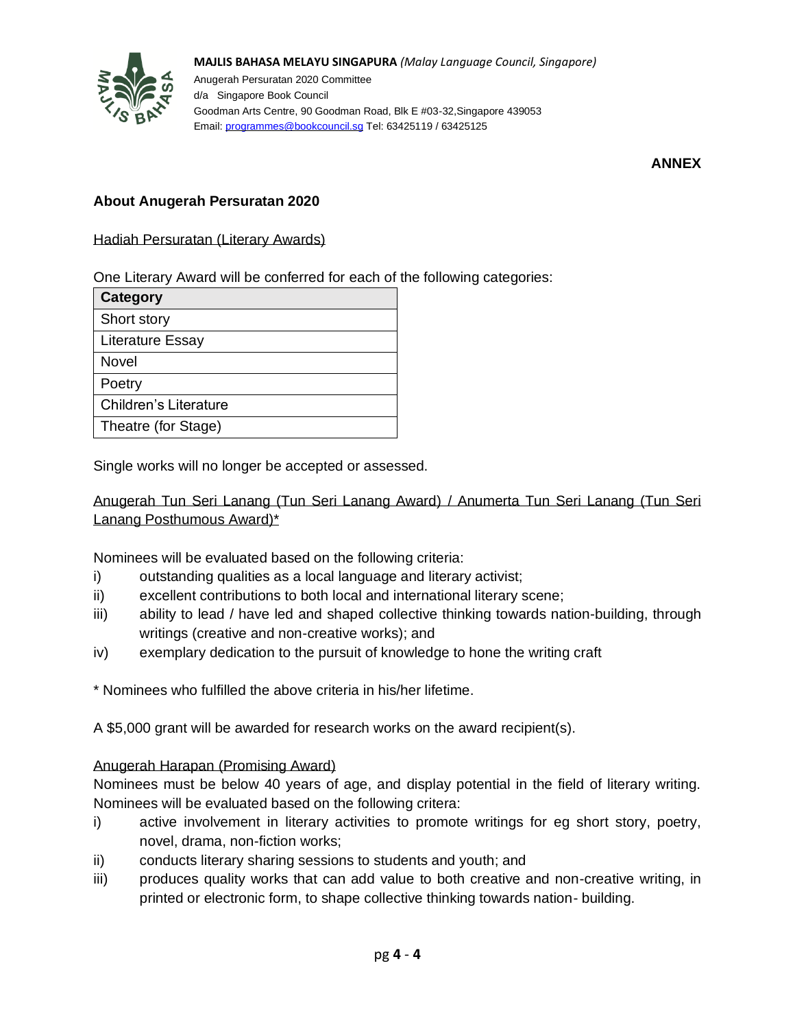**MAJLIS BAHASA MELAYU SINGAPURA** *(Malay Language Council, Singapore)*
Anugerah Persuratan 2020 Committee
d/a Singapore Book Council
Goodman Arts Centre, 90 Goodman Road, Blk E #03-32,Singapore 439053
Email: programmes@bookcouncil.sg Tel: 63425119 / 63425125

**ANNEX**

## About Anugerah Persuratan 2020

Hadiah Persuratan (Literary Awards)

One Literary Award will be conferred for each of the following categories:

| Category |
|---|
| Short story |
| Literature Essay |
| Novel |
| Poetry |
| Children's Literature |
| Theatre (for Stage) |

Single works will no longer be accepted or assessed.

Anugerah Tun Seri Lanang (Tun Seri Lanang Award) / Anumerta Tun Seri Lanang (Tun Seri Lanang Posthumous Award)*

Nominees will be evaluated based on the following criteria:

- i) outstanding qualities as a local language and literary activist;
- ii) excellent contributions to both local and international literary scene;
- iii) ability to lead / have led and shaped collective thinking towards nation-building, through writings (creative and non-creative works); and
- iv) exemplary dedication to the pursuit of knowledge to hone the writing craft

* Nominees who fulfilled the above criteria in his/her lifetime.

A $5,000 grant will be awarded for research works on the award recipient(s).

Anugerah Harapan (Promising Award)

Nominees must be below 40 years of age, and display potential in the field of literary writing. Nominees will be evaluated based on the following critera:

- i) active involvement in literary activities to promote writings for eg short story, poetry, novel, drama, non-fiction works;
- ii) conducts literary sharing sessions to students and youth; and
- iii) produces quality works that can add value to both creative and non-creative writing, in printed or electronic form, to shape collective thinking towards nation- building.